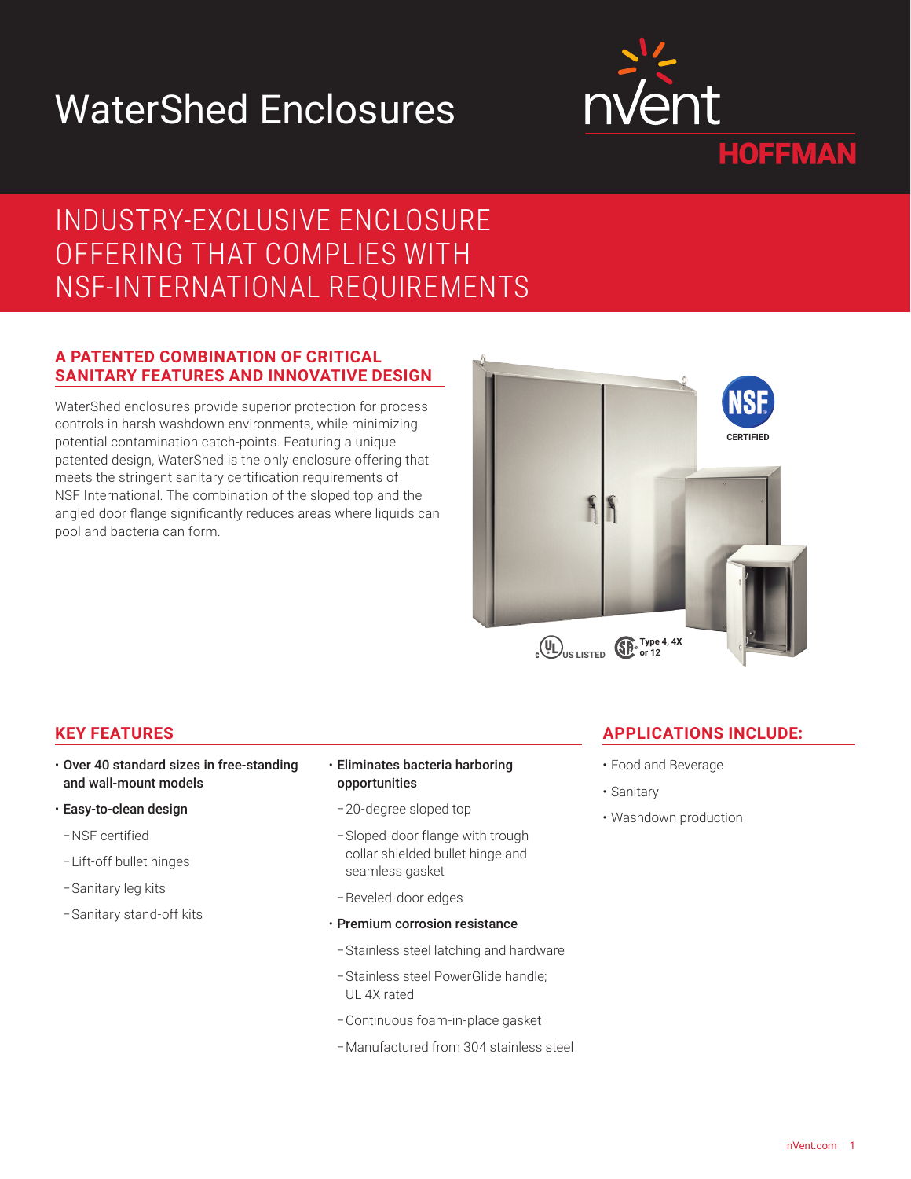# WaterShed Enclosures

nVent HOFFMAN

## INDUSTRY-EXCLUSIVE ENCLOSURE OFFERING THAT COMPLIES WITH NSF-INTERNATIONAL REQUIREMENTS

### A PATENTED COMBINATION OF CRITICAL SANITARY FEATURES AND INNOVATIVE DESIGN

WaterShed enclosures provide superior protection for process controls in harsh washdown environments, while minimizing potential contamination catch-points. Featuring a unique patented design, WaterShed is the only enclosure offering that meets the stringent sanitary certification requirements of NSF International. The combination of the sloped top and the angled door flange significantly reduces areas where liquids can pool and bacteria can form.

NSF CERTIFIED

cULus LISTED

Type 4, 4X or 12

### KEY FEATURES

- **Over 40 standard sizes in free-standing and wall-mount models**
- **Easy-to-clean design**
  - NSF certified
  - Lift-off bullet hinges
  - Sanitary leg kits
  - Sanitary stand-off kits
- **Eliminates bacteria harboring opportunities**
  - 20-degree sloped top
  - Sloped-door flange with trough collar shielded bullet hinge and seamless gasket
  - Beveled-door edges
- **Premium corrosion resistance**
  - Stainless steel latching and hardware
  - Stainless steel PowerGlide handle; UL 4X rated
  - Continuous foam-in-place gasket
  - Manufactured from 304 stainless steel

### APPLICATIONS INCLUDE:

- Food and Beverage
- Sanitary
- Washdown production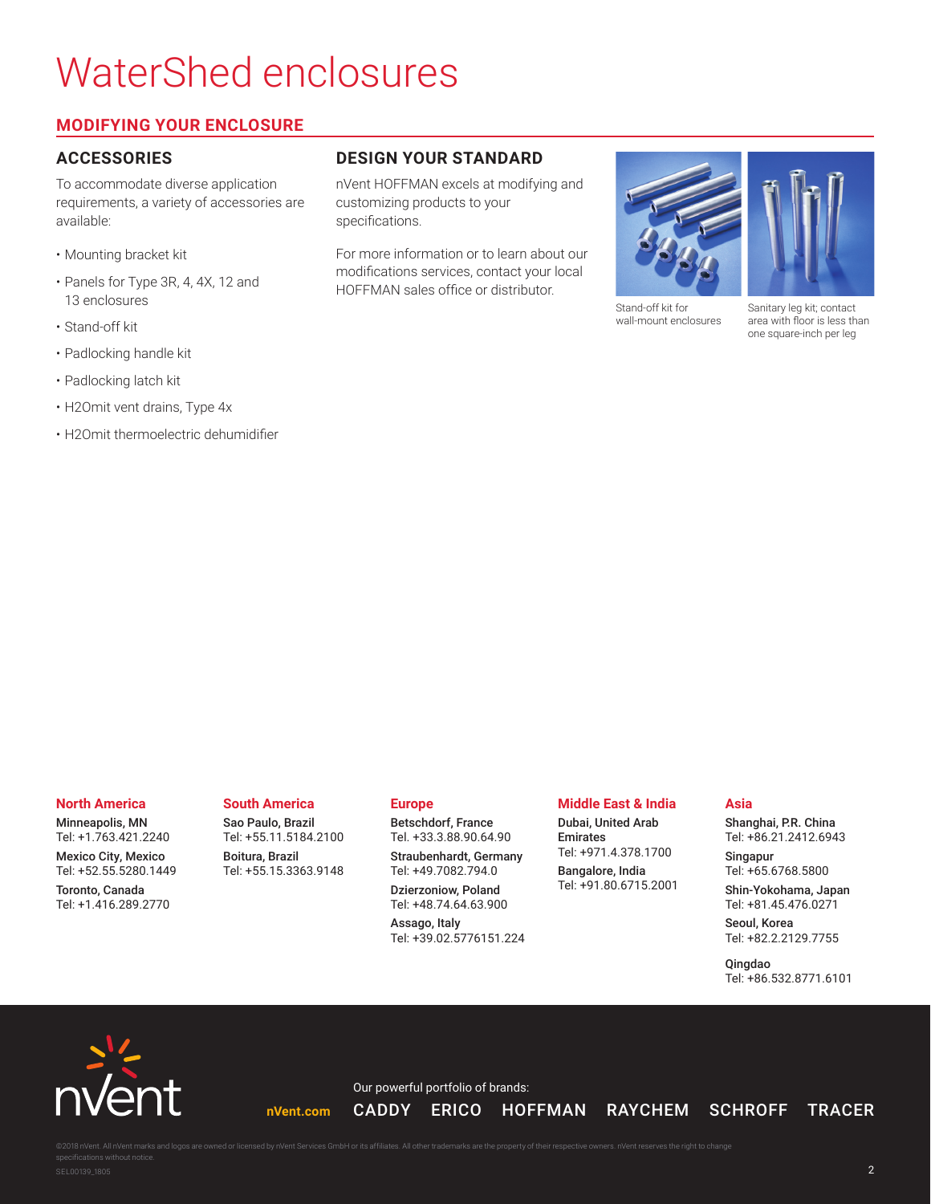# WaterShed enclosures

## MODIFYING YOUR ENCLOSURE

### ACCESSORIES

To accommodate diverse application requirements, a variety of accessories are available:

- Mounting bracket kit
- Panels for Type 3R, 4, 4X, 12 and 13 enclosures
- Stand-off kit
- Padlocking handle kit
- Padlocking latch kit
- H2Omit vent drains, Type 4x
- H2Omit thermoelectric dehumidifier

### DESIGN YOUR STANDARD

nVent HOFFMAN excels at modifying and customizing products to your specifications.

For more information or to learn about our modifications services, contact your local HOFFMAN sales office or distributor.

Stand-off kit for wall-mount enclosures

Sanitary leg kit; contact area with floor is less than one square-inch per leg

**North America**

**Minneapolis, MN**
Tel: +1.763.421.2240

**Mexico City, Mexico**
Tel: +52.55.5280.1449

**Toronto, Canada**
Tel: +1.416.289.2770

**South America**

**Sao Paulo, Brazil**
Tel: +55.11.5184.2100

**Boitura, Brazil**
Tel: +55.15.3363.9148

**Europe**

**Betschdorf, France**
Tel. +33.3.88.90.64.90

**Straubenhardt, Germany**
Tel: +49.7082.794.0

**Dzierzoniow, Poland**
Tel: +48.74.64.63.900

**Assago, Italy**
Tel: +39.02.5776151.224

**Middle East & India**

**Dubai, United Arab Emirates**
Tel: +971.4.378.1700

**Bangalore, India**
Tel: +91.80.6715.2001

**Asia**

**Shanghai, P.R. China**
Tel: +86.21.2412.6943

**Singapur**
Tel: +65.6768.5800

**Shin-Yokohama, Japan**
Tel: +81.45.476.0271

**Seoul, Korea**
Tel: +82.2.2129.7755

**Qingdao**
Tel: +86.532.8771.6101

nVent

nVent.com

Our powerful portfolio of brands:

CADDY ERICO HOFFMAN RAYCHEM SCHROFF TRACER

©2018 nVent. All nVent marks and logos are owned or licensed by nVent Services GmbH or its affiliates. All other trademarks are the property of their respective owners. nVent reserves the right to change specifications without notice.

SEL00139_1805